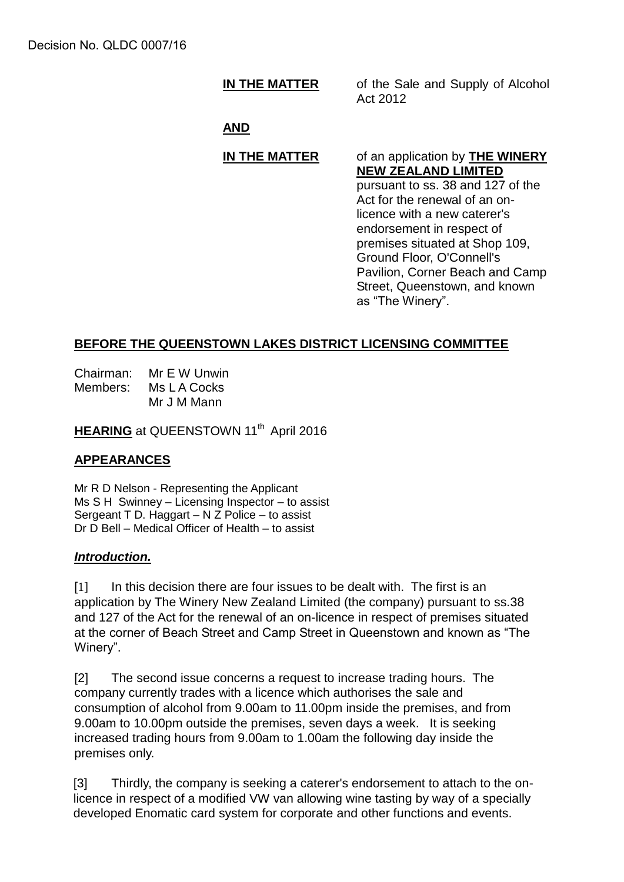Decision No. QLDC 0007/16

**IN THE MATTER** of the Sale and Supply of Alcohol Act 2012

**AND**

**IN THE MATTER** of an application by **THE WINERY NEW ZEALAND LIMITED** pursuant to ss. 38 and 127 of the Act for the renewal of an on-licence with a new caterer's endorsement in respect of premises situated at Shop 109, Ground Floor, O'Connell's Pavilion, Corner Beach and Camp Street, Queenstown, and known as "The Winery".

**BEFORE THE QUEENSTOWN LAKES DISTRICT LICENSING COMMITTEE**

Chairman: Mr E W Unwin
Members: Ms L A Cocks
Mr J M Mann

**HEARING** at QUEENSTOWN 11th April 2016

**APPEARANCES**

Mr R D Nelson - Representing the Applicant
Ms S H Swinney – Licensing Inspector – to assist
Sergeant T D. Haggart – N Z Police – to assist
Dr D Bell – Medical Officer of Health – to assist

***Introduction.***

[1] In this decision there are four issues to be dealt with. The first is an application by The Winery New Zealand Limited (the company) pursuant to ss.38 and 127 of the Act for the renewal of an on-licence in respect of premises situated at the corner of Beach Street and Camp Street in Queenstown and known as "The Winery".

[2] The second issue concerns a request to increase trading hours. The company currently trades with a licence which authorises the sale and consumption of alcohol from 9.00am to 11.00pm inside the premises, and from 9.00am to 10.00pm outside the premises, seven days a week. It is seeking increased trading hours from 9.00am to 1.00am the following day inside the premises only.

[3] Thirdly, the company is seeking a caterer's endorsement to attach to the on-licence in respect of a modified VW van allowing wine tasting by way of a specially developed Enomatic card system for corporate and other functions and events.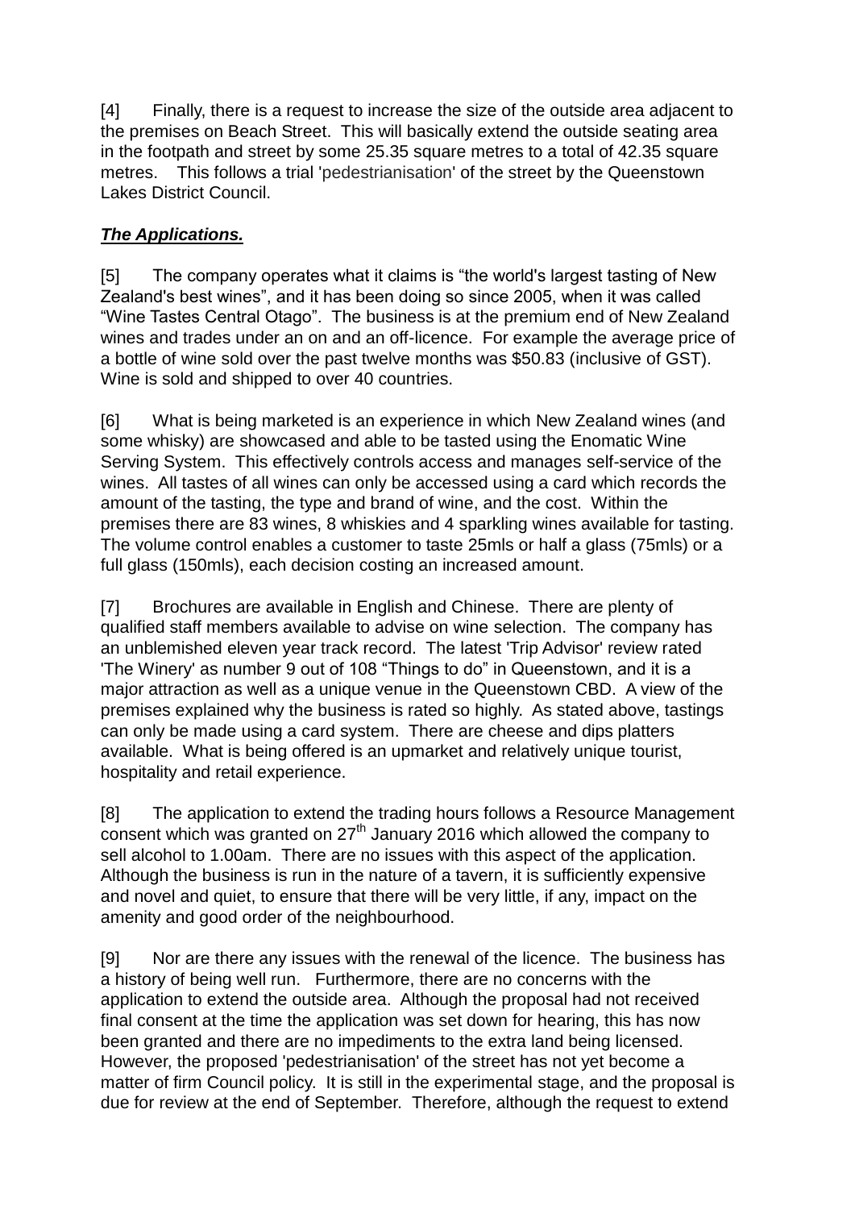[4] Finally, there is a request to increase the size of the outside area adjacent to the premises on Beach Street. This will basically extend the outside seating area in the footpath and street by some 25.35 square metres to a total of 42.35 square metres. This follows a trial 'pedestrianisation' of the street by the Queenstown Lakes District Council.

***The Applications.***

[5] The company operates what it claims is "the world's largest tasting of New Zealand's best wines", and it has been doing so since 2005, when it was called "Wine Tastes Central Otago". The business is at the premium end of New Zealand wines and trades under an on and an off-licence. For example the average price of a bottle of wine sold over the past twelve months was $50.83 (inclusive of GST). Wine is sold and shipped to over 40 countries.

[6] What is being marketed is an experience in which New Zealand wines (and some whisky) are showcased and able to be tasted using the Enomatic Wine Serving System. This effectively controls access and manages self-service of the wines. All tastes of all wines can only be accessed using a card which records the amount of the tasting, the type and brand of wine, and the cost. Within the premises there are 83 wines, 8 whiskies and 4 sparkling wines available for tasting. The volume control enables a customer to taste 25mls or half a glass (75mls) or a full glass (150mls), each decision costing an increased amount.

[7] Brochures are available in English and Chinese. There are plenty of qualified staff members available to advise on wine selection. The company has an unblemished eleven year track record. The latest 'Trip Advisor' review rated 'The Winery' as number 9 out of 108 "Things to do" in Queenstown, and it is a major attraction as well as a unique venue in the Queenstown CBD. A view of the premises explained why the business is rated so highly. As stated above, tastings can only be made using a card system. There are cheese and dips platters available. What is being offered is an upmarket and relatively unique tourist, hospitality and retail experience.

[8] The application to extend the trading hours follows a Resource Management consent which was granted on 27th January 2016 which allowed the company to sell alcohol to 1.00am. There are no issues with this aspect of the application. Although the business is run in the nature of a tavern, it is sufficiently expensive and novel and quiet, to ensure that there will be very little, if any, impact on the amenity and good order of the neighbourhood.

[9] Nor are there any issues with the renewal of the licence. The business has a history of being well run. Furthermore, there are no concerns with the application to extend the outside area. Although the proposal had not received final consent at the time the application was set down for hearing, this has now been granted and there are no impediments to the extra land being licensed. However, the proposed 'pedestrianisation' of the street has not yet become a matter of firm Council policy. It is still in the experimental stage, and the proposal is due for review at the end of September. Therefore, although the request to extend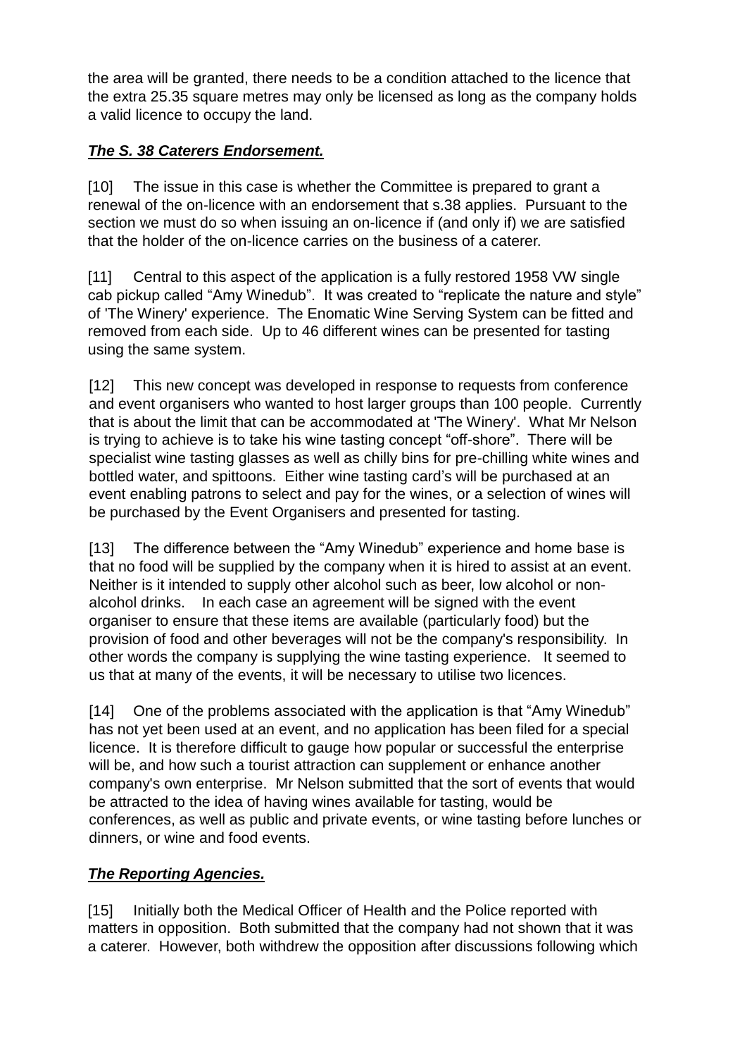the area will be granted, there needs to be a condition attached to the licence that the extra 25.35 square metres may only be licensed as long as the company holds a valid licence to occupy the land.

### ***The S. 38 Caterers Endorsement.***

[10] The issue in this case is whether the Committee is prepared to grant a renewal of the on-licence with an endorsement that s.38 applies. Pursuant to the section we must do so when issuing an on-licence if (and only if) we are satisfied that the holder of the on-licence carries on the business of a caterer.

[11] Central to this aspect of the application is a fully restored 1958 VW single cab pickup called "Amy Winedub". It was created to "replicate the nature and style" of 'The Winery' experience. The Enomatic Wine Serving System can be fitted and removed from each side. Up to 46 different wines can be presented for tasting using the same system.

[12] This new concept was developed in response to requests from conference and event organisers who wanted to host larger groups than 100 people. Currently that is about the limit that can be accommodated at 'The Winery'. What Mr Nelson is trying to achieve is to take his wine tasting concept "off-shore". There will be specialist wine tasting glasses as well as chilly bins for pre-chilling white wines and bottled water, and spittoons. Either wine tasting card's will be purchased at an event enabling patrons to select and pay for the wines, or a selection of wines will be purchased by the Event Organisers and presented for tasting.

[13] The difference between the "Amy Winedub" experience and home base is that no food will be supplied by the company when it is hired to assist at an event. Neither is it intended to supply other alcohol such as beer, low alcohol or non-alcohol drinks. In each case an agreement will be signed with the event organiser to ensure that these items are available (particularly food) but the provision of food and other beverages will not be the company's responsibility. In other words the company is supplying the wine tasting experience. It seemed to us that at many of the events, it will be necessary to utilise two licences.

[14] One of the problems associated with the application is that "Amy Winedub" has not yet been used at an event, and no application has been filed for a special licence. It is therefore difficult to gauge how popular or successful the enterprise will be, and how such a tourist attraction can supplement or enhance another company's own enterprise. Mr Nelson submitted that the sort of events that would be attracted to the idea of having wines available for tasting, would be conferences, as well as public and private events, or wine tasting before lunches or dinners, or wine and food events.

### ***The Reporting Agencies.***

[15] Initially both the Medical Officer of Health and the Police reported with matters in opposition. Both submitted that the company had not shown that it was a caterer. However, both withdrew the opposition after discussions following which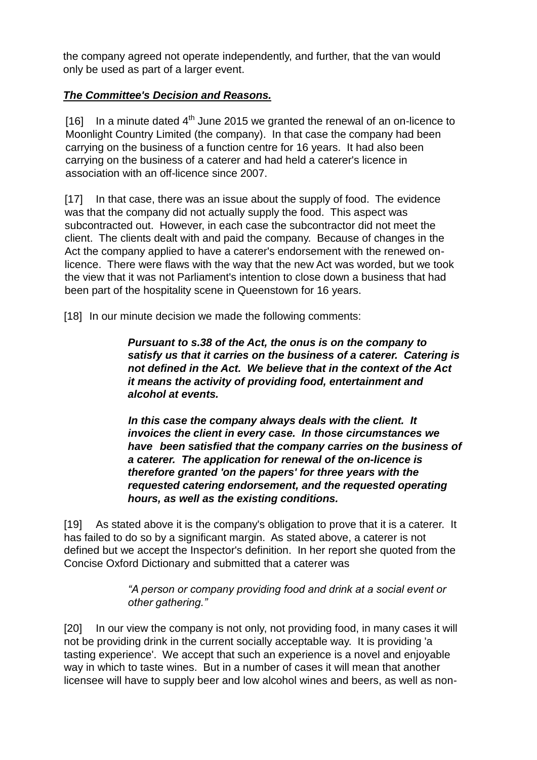the company agreed not operate independently, and further, that the van would only be used as part of a larger event.

## ***The Committee's Decision and Reasons.***

[16] In a minute dated 4th June 2015 we granted the renewal of an on-licence to Moonlight Country Limited (the company). In that case the company had been carrying on the business of a function centre for 16 years. It had also been carrying on the business of a caterer and had held a caterer's licence in association with an off-licence since 2007.

[17] In that case, there was an issue about the supply of food. The evidence was that the company did not actually supply the food. This aspect was subcontracted out. However, in each case the subcontractor did not meet the client. The clients dealt with and paid the company. Because of changes in the Act the company applied to have a caterer's endorsement with the renewed on-licence. There were flaws with the way that the new Act was worded, but we took the view that it was not Parliament's intention to close down a business that had been part of the hospitality scene in Queenstown for 16 years.

[18] In our minute decision we made the following comments:

> ***Pursuant to s.38 of the Act, the onus is on the company to satisfy us that it carries on the business of a caterer. Catering is not defined in the Act. We believe that in the context of the Act it means the activity of providing food, entertainment and alcohol at events.***
>
> ***In this case the company always deals with the client. It invoices the client in every case. In those circumstances we have been satisfied that the company carries on the business of a caterer. The application for renewal of the on-licence is therefore granted 'on the papers' for three years with the requested catering endorsement, and the requested operating hours, as well as the existing conditions.***

[19] As stated above it is the company's obligation to prove that it is a caterer. It has failed to do so by a significant margin. As stated above, a caterer is not defined but we accept the Inspector's definition. In her report she quoted from the Concise Oxford Dictionary and submitted that a caterer was

> *"A person or company providing food and drink at a social event or other gathering."*

[20] In our view the company is not only, not providing food, in many cases it will not be providing drink in the current socially acceptable way. It is providing 'a tasting experience'. We accept that such an experience is a novel and enjoyable way in which to taste wines. But in a number of cases it will mean that another licensee will have to supply beer and low alcohol wines and beers, as well as non-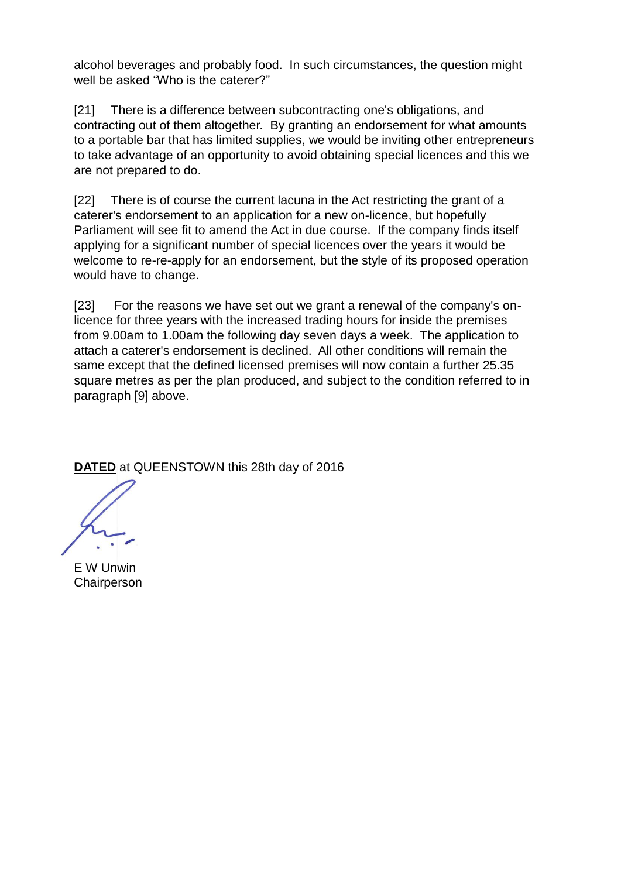alcohol beverages and probably food. In such circumstances, the question might well be asked "Who is the caterer?"

[21] There is a difference between subcontracting one's obligations, and contracting out of them altogether. By granting an endorsement for what amounts to a portable bar that has limited supplies, we would be inviting other entrepreneurs to take advantage of an opportunity to avoid obtaining special licences and this we are not prepared to do.

[22] There is of course the current lacuna in the Act restricting the grant of a caterer's endorsement to an application for a new on-licence, but hopefully Parliament will see fit to amend the Act in due course. If the company finds itself applying for a significant number of special licences over the years it would be welcome to re-re-apply for an endorsement, but the style of its proposed operation would have to change.

[23] For the reasons we have set out we grant a renewal of the company's on-licence for three years with the increased trading hours for inside the premises from 9.00am to 1.00am the following day seven days a week. The application to attach a caterer's endorsement is declined. All other conditions will remain the same except that the defined licensed premises will now contain a further 25.35 square metres as per the plan produced, and subject to the condition referred to in paragraph [9] above.

**DATED** at QUEENSTOWN this 28th day of 2016

E W Unwin
Chairperson